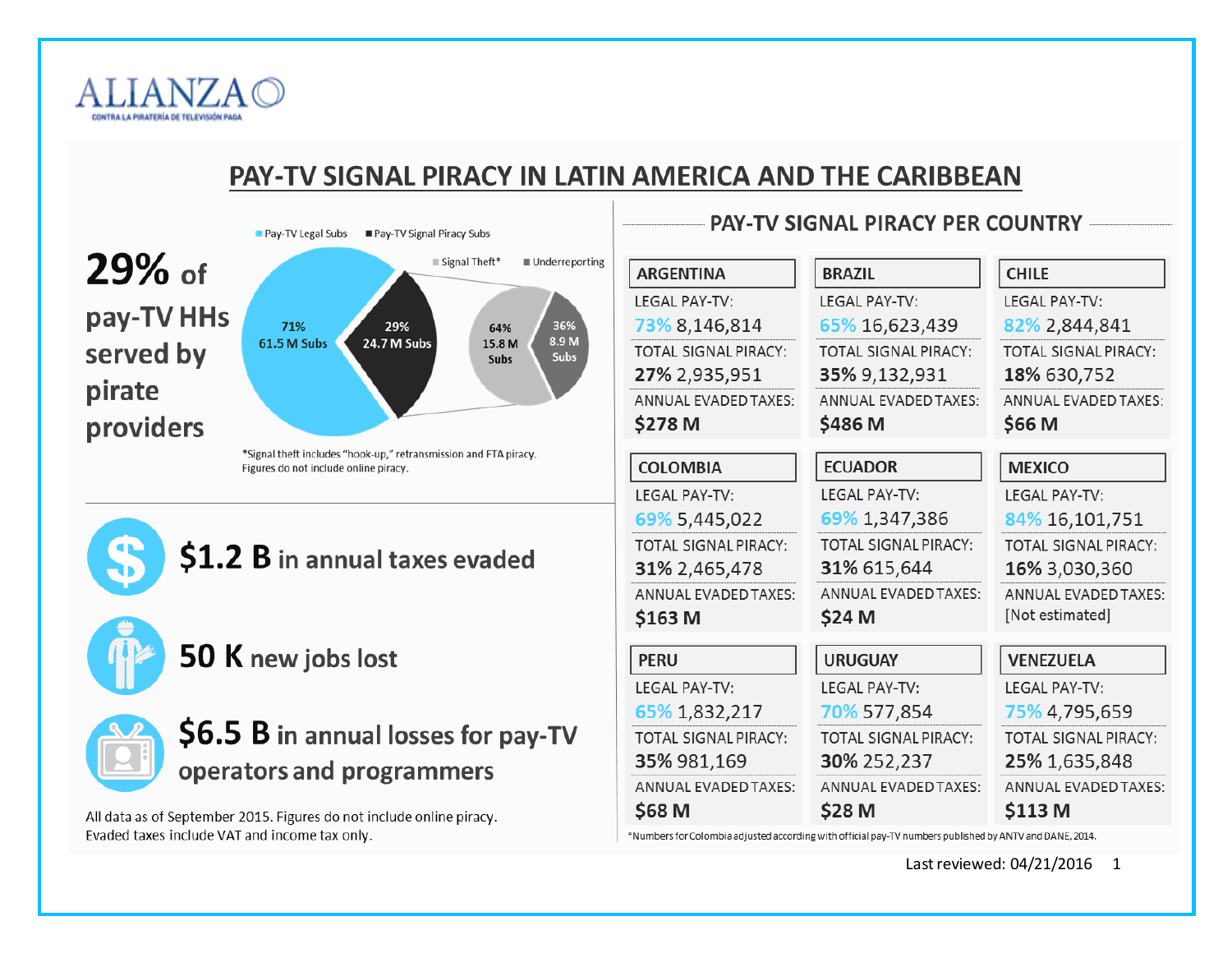ALIANZA

CONTRA LA PIRATERÍA DE TELEVISIÓN PAGA

# PAY-TV SIGNAL PIRACY IN LATIN AMERICA AND THE CARIBBEAN

**29%** of pay-TV HHs served by pirate providers

Pay-TV Legal Subs | Pay-TV Signal Piracy Subs

71% 61.5 M Subs | 29% 24.7 M Subs

Signal Theft* | Underreporting

64% 15.8 M Subs | 36% 8.9 M Subs

*Signal theft includes "hook-up," retransmission and FTA piracy. Figures do not include online piracy.

**$1.2 B** in annual taxes evaded

**50 K** new jobs lost

**$6.5 B** in annual losses for pay-TV operators and programmers

All data as of September 2015. Figures do not include online piracy. Evaded taxes include VAT and income tax only.

## PAY-TV SIGNAL PIRACY PER COUNTRY

| Country | Legal Pay-TV | Total Signal Piracy | Annual Evaded Taxes |
|---|---|---|---|
| ARGENTINA | 73% 8,146,814 | **27%** 2,935,951 | **$278 M** |
| BRAZIL | 65% 16,623,439 | **35%** 9,132,931 | **$486 M** |
| CHILE | 82% 2,844,841 | **18%** 630,752 | **$66 M** |
| COLOMBIA | 69% 5,445,022 | **31%** 2,465,478 | **$163 M** |
| ECUADOR | 69% 1,347,386 | **31%** 615,644 | **$24 M** |
| MEXICO | 84% 16,101,751 | **16%** 3,030,360 | [Not estimated] |
| PERU | 65% 1,832,217 | **35%** 981,169 | **$68 M** |
| URUGUAY | 70% 577,854 | **30%** 252,237 | **$28 M** |
| VENEZUELA | 75% 4,795,659 | **25%** 1,635,848 | **$113 M** |

*Numbers for Colombia adjusted according with official pay-TV numbers published by ANTV and DANE, 2014.

Last reviewed: 04/21/2016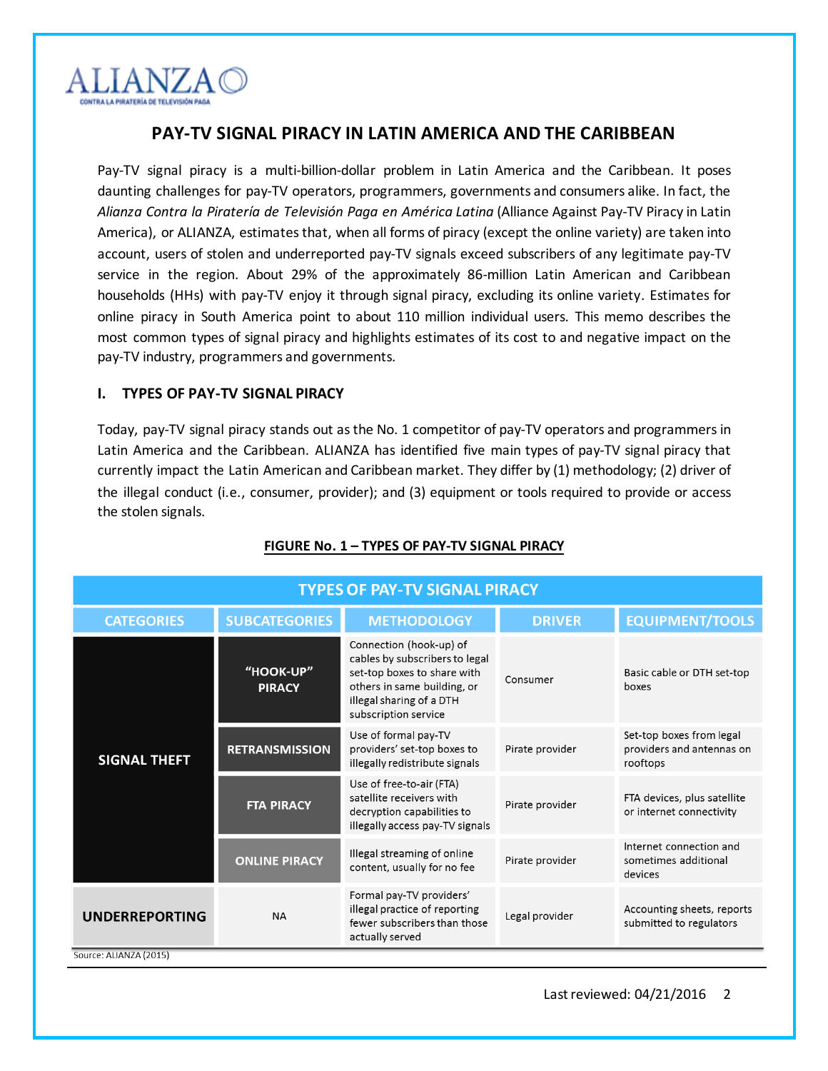ALIANZA
CONTRA LA PIRATERÍA DE TELEVISIÓN PAGA

# PAY-TV SIGNAL PIRACY IN LATIN AMERICA AND THE CARIBBEAN

Pay-TV signal piracy is a multi-billion-dollar problem in Latin America and the Caribbean. It poses daunting challenges for pay-TV operators, programmers, governments and consumers alike. In fact, the *Alianza Contra la Piratería de Televisión Paga en América Latina* (Alliance Against Pay-TV Piracy in Latin America), or ALIANZA, estimates that, when all forms of piracy (except the online variety) are taken into account, users of stolen and underreported pay-TV signals exceed subscribers of any legitimate pay-TV service in the region. About 29% of the approximately 86-million Latin American and Caribbean households (HHs) with pay-TV enjoy it through signal piracy, excluding its online variety. Estimates for online piracy in South America point to about 110 million individual users. This memo describes the most common types of signal piracy and highlights estimates of its cost to and negative impact on the pay-TV industry, programmers and governments.

## I. TYPES OF PAY-TV SIGNAL PIRACY

Today, pay-TV signal piracy stands out as the No. 1 competitor of pay-TV operators and programmers in Latin America and the Caribbean. ALIANZA has identified five main types of pay-TV signal piracy that currently impact the Latin American and Caribbean market. They differ by (1) methodology; (2) driver of the illegal conduct (i.e., consumer, provider); and (3) equipment or tools required to provide or access the stolen signals.

**FIGURE No. 1 – TYPES OF PAY-TV SIGNAL PIRACY**

| TYPES OF PAY-TV SIGNAL PIRACY | | | | |
|---|---|---|---|---|
| **CATEGORIES** | **SUBCATEGORIES** | **METHODOLOGY** | **DRIVER** | **EQUIPMENT/TOOLS** |
| **SIGNAL THEFT** | **"HOOK-UP" PIRACY** | Connection (hook-up) of cables by subscribers to legal set-top boxes to share with others in same building, or illegal sharing of a DTH subscription service | Consumer | Basic cable or DTH set-top boxes |
| | **RETRANSMISSION** | Use of formal pay-TV providers' set-top boxes to illegally redistribute signals | Pirate provider | Set-top boxes from legal providers and antennas on rooftops |
| | **FTA PIRACY** | Use of free-to-air (FTA) satellite receivers with decryption capabilities to illegally access pay-TV signals | Pirate provider | FTA devices, plus satellite or internet connectivity |
| | **ONLINE PIRACY** | Illegal streaming of online content, usually for no fee | Pirate provider | Internet connection and sometimes additional devices |
| **UNDERREPORTING** | NA | Formal pay-TV providers' illegal practice of reporting fewer subscribers than those actually served | Legal provider | Accounting sheets, reports submitted to regulators |

Source: ALIANZA (2015)

Last reviewed: 04/21/2016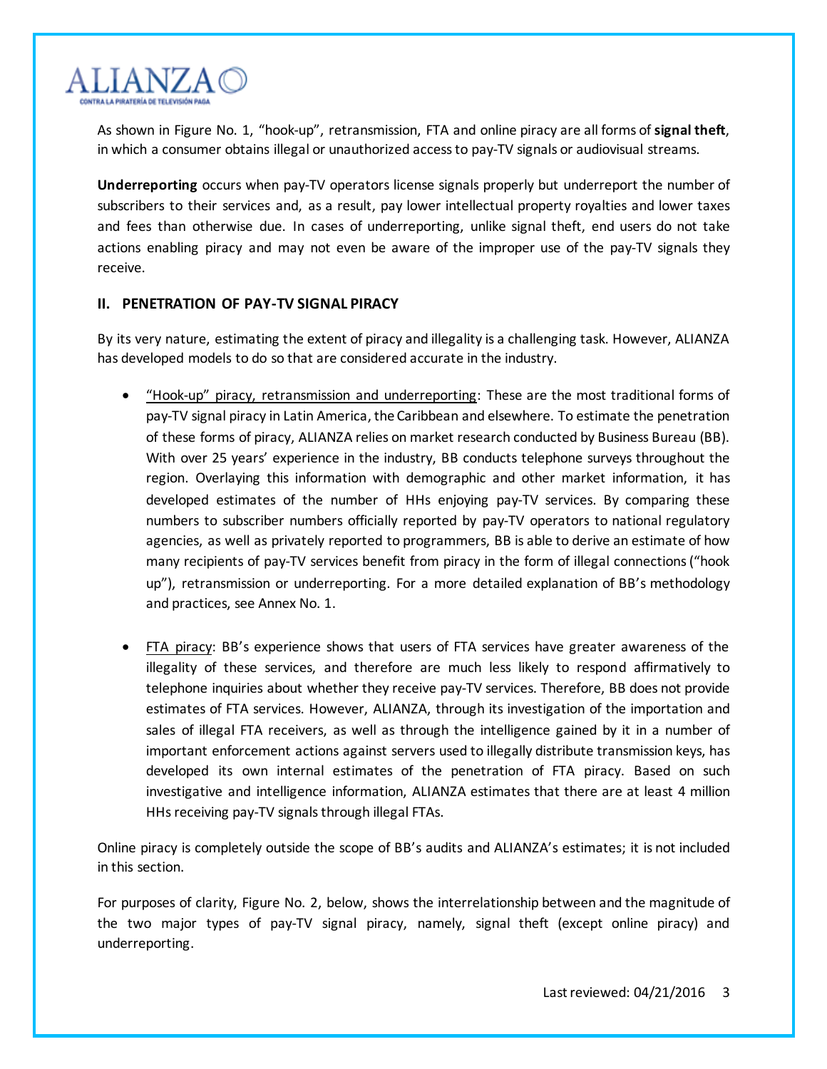As shown in Figure No. 1, "hook-up", retransmission, FTA and online piracy are all forms of **signal theft**, in which a consumer obtains illegal or unauthorized access to pay-TV signals or audiovisual streams.

**Underreporting** occurs when pay-TV operators license signals properly but underreport the number of subscribers to their services and, as a result, pay lower intellectual property royalties and lower taxes and fees than otherwise due. In cases of underreporting, unlike signal theft, end users do not take actions enabling piracy and may not even be aware of the improper use of the pay-TV signals they receive.

## II. PENETRATION OF PAY-TV SIGNAL PIRACY

By its very nature, estimating the extent of piracy and illegality is a challenging task. However, ALIANZA has developed models to do so that are considered accurate in the industry.

- "Hook-up" piracy, retransmission and underreporting: These are the most traditional forms of pay-TV signal piracy in Latin America, the Caribbean and elsewhere. To estimate the penetration of these forms of piracy, ALIANZA relies on market research conducted by Business Bureau (BB). With over 25 years' experience in the industry, BB conducts telephone surveys throughout the region. Overlaying this information with demographic and other market information, it has developed estimates of the number of HHs enjoying pay-TV services. By comparing these numbers to subscriber numbers officially reported by pay-TV operators to national regulatory agencies, as well as privately reported to programmers, BB is able to derive an estimate of how many recipients of pay-TV services benefit from piracy in the form of illegal connections ("hook up"), retransmission or underreporting. For a more detailed explanation of BB's methodology and practices, see Annex No. 1.

- FTA piracy: BB's experience shows that users of FTA services have greater awareness of the illegality of these services, and therefore are much less likely to respond affirmatively to telephone inquiries about whether they receive pay-TV services. Therefore, BB does not provide estimates of FTA services. However, ALIANZA, through its investigation of the importation and sales of illegal FTA receivers, as well as through the intelligence gained by it in a number of important enforcement actions against servers used to illegally distribute transmission keys, has developed its own internal estimates of the penetration of FTA piracy. Based on such investigative and intelligence information, ALIANZA estimates that there are at least 4 million HHs receiving pay-TV signals through illegal FTAs.

Online piracy is completely outside the scope of BB's audits and ALIANZA's estimates; it is not included in this section.

For purposes of clarity, Figure No. 2, below, shows the interrelationship between and the magnitude of the two major types of pay-TV signal piracy, namely, signal theft (except online piracy) and underreporting.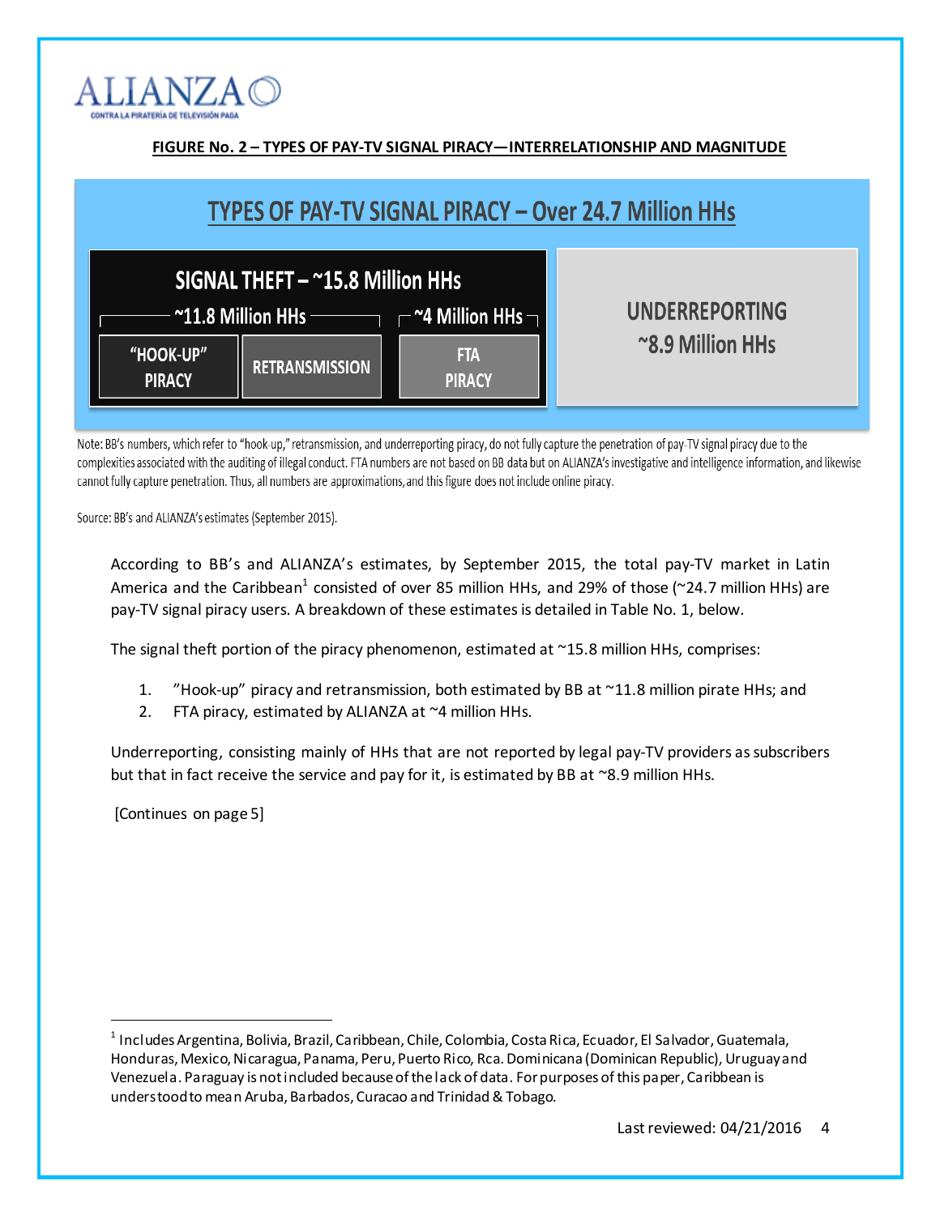**FIGURE No. 2 – TYPES OF PAY-TV SIGNAL PIRACY—INTERRELATIONSHIP AND MAGNITUDE**

## TYPES OF PAY-TV SIGNAL PIRACY – Over 24.7 Million HHs

| SIGNAL THEFT – ~15.8 Million HHs | | | UNDERREPORTING ~8.9 Million HHs |
|---|---|---|---|
| ~11.8 Million HHs | | ~4 Million HHs | |
| "HOOK-UP" PIRACY | RETRANSMISSION | FTA PIRACY | |

Note: BB's numbers, which refer to "hook-up," retransmission, and underreporting piracy, do not fully capture the penetration of pay-TV signal piracy due to the complexities associated with the auditing of illegal conduct. FTA numbers are not based on BB data but on ALIANZA's investigative and intelligence information, and likewise cannot fully capture penetration. Thus, all numbers are approximations, and this figure does not include online piracy.

Source: BB's and ALIANZA's estimates (September 2015).

According to BB's and ALIANZA's estimates, by September 2015, the total pay-TV market in Latin America and the Caribbean[1] consisted of over 85 million HHs, and 29% of those (~24.7 million HHs) are pay-TV signal piracy users. A breakdown of these estimates is detailed in Table No. 1, below.

The signal theft portion of the piracy phenomenon, estimated at ~15.8 million HHs, comprises:

1. "Hook-up" piracy and retransmission, both estimated by BB at ~11.8 million pirate HHs; and
2. FTA piracy, estimated by ALIANZA at ~4 million HHs.

Underreporting, consisting mainly of HHs that are not reported by legal pay-TV providers as subscribers but that in fact receive the service and pay for it, is estimated by BB at ~8.9 million HHs.

[Continues on page 5]

---

[1] Includes Argentina, Bolivia, Brazil, Caribbean, Chile, Colombia, Costa Rica, Ecuador, El Salvador, Guatemala, Honduras, Mexico, Nicaragua, Panama, Peru, Puerto Rico, Rca. Dominicana (Dominican Republic), Uruguay and Venezuela. Paraguay is not included because of the lack of data. For purposes of this paper, Caribbean is understood to mean Aruba, Barbados, Curacao and Trinidad & Tobago.

Last reviewed: 04/21/2016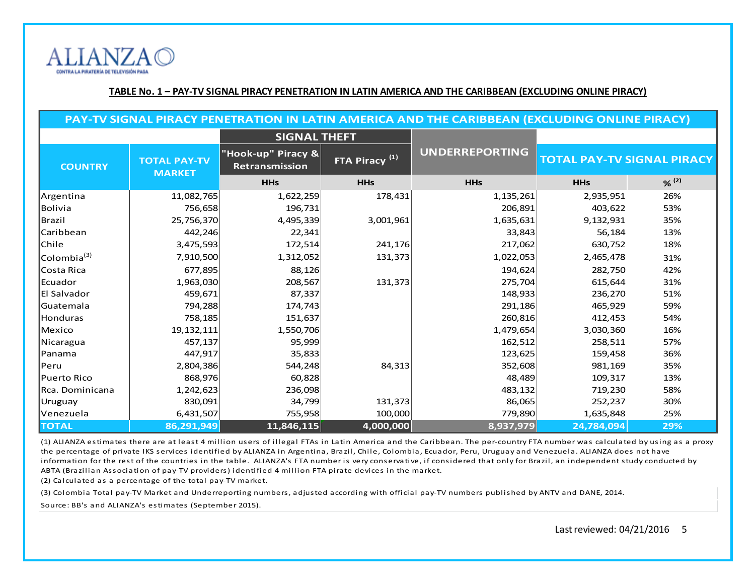ALIANZA
CONTRA LA PIRATERÍA DE TELEVISIÓN PAGA

**TABLE No. 1 – PAY-TV SIGNAL PIRACY PENETRATION IN LATIN AMERICA AND THE CARIBBEAN (EXCLUDING ONLINE PIRACY)**

| PAY-TV SIGNAL PIRACY PENETRATION IN LATIN AMERICA AND THE CARIBBEAN (EXCLUDING ONLINE PIRACY) | | | | | | |
|---|---|---|---|---|---|---|
| | | SIGNAL THEFT | | UNDERREPORTING | TOTAL PAY-TV SIGNAL PIRACY | |
| COUNTRY | TOTAL PAY-TV MARKET | "Hook-up" Piracy & Retransmission | FTA Piracy (1) | | | |
| | | HHs | HHs | HHs | HHs | % (2) |
| Argentina | 11,082,765 | 1,622,259 | 178,431 | 1,135,261 | 2,935,951 | 26% |
| Bolivia | 756,658 | 196,731 | | 206,891 | 403,622 | 53% |
| Brazil | 25,756,370 | 4,495,339 | 3,001,961 | 1,635,631 | 9,132,931 | 35% |
| Caribbean | 442,246 | 22,341 | | 33,843 | 56,184 | 13% |
| Chile | 3,475,593 | 172,514 | 241,176 | 217,062 | 630,752 | 18% |
| Colombia(3) | 7,910,500 | 1,312,052 | 131,373 | 1,022,053 | 2,465,478 | 31% |
| Costa Rica | 677,895 | 88,126 | | 194,624 | 282,750 | 42% |
| Ecuador | 1,963,030 | 208,567 | 131,373 | 275,704 | 615,644 | 31% |
| El Salvador | 459,671 | 87,337 | | 148,933 | 236,270 | 51% |
| Guatemala | 794,288 | 174,743 | | 291,186 | 465,929 | 59% |
| Honduras | 758,185 | 151,637 | | 260,816 | 412,453 | 54% |
| Mexico | 19,132,111 | 1,550,706 | | 1,479,654 | 3,030,360 | 16% |
| Nicaragua | 457,137 | 95,999 | | 162,512 | 258,511 | 57% |
| Panama | 447,917 | 35,833 | | 123,625 | 159,458 | 36% |
| Peru | 2,804,386 | 544,248 | 84,313 | 352,608 | 981,169 | 35% |
| Puerto Rico | 868,976 | 60,828 | | 48,489 | 109,317 | 13% |
| Rca. Dominicana | 1,242,623 | 236,098 | | 483,132 | 719,230 | 58% |
| Uruguay | 830,091 | 34,799 | 131,373 | 86,065 | 252,237 | 30% |
| Venezuela | 6,431,507 | 755,958 | 100,000 | 779,890 | 1,635,848 | 25% |
| **TOTAL** | **86,291,949** | **11,846,115** | **4,000,000** | **8,937,979** | **24,784,094** | **29%** |

(1) ALIANZA estimates there are at least 4 million users of illegal FTAs in Latin America and the Caribbean. The per-country FTA number was calculated by using as a proxy the percentage of private IKS services identified by ALIANZA in Argentina, Brazil, Chile, Colombia, Ecuador, Peru, Uruguay and Venezuela. ALIANZA does not have information for the rest of the countries in the table. ALIANZA's FTA number is very conservative, if considered that only for Brazil, an independent study conducted by ABTA (Brazilian Association of pay-TV providers) identified 4 million FTA pirate devices in the market.

(2) Calculated as a percentage of the total pay-TV market.

(3) Colombia Total pay-TV Market and Underreporting numbers, adjusted according with official pay-TV numbers published by ANTV and DANE, 2014.

Source: BB's and ALIANZA's estimates (September 2015).

Last reviewed: 04/21/2016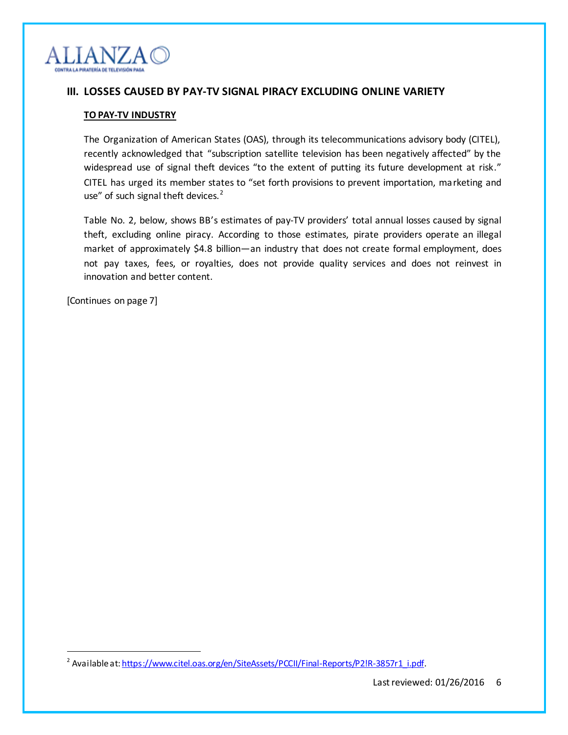## III. LOSSES CAUSED BY PAY-TV SIGNAL PIRACY EXCLUDING ONLINE VARIETY

**TO PAY-TV INDUSTRY**

The Organization of American States (OAS), through its telecommunications advisory body (CITEL), recently acknowledged that "subscription satellite television has been negatively affected" by the widespread use of signal theft devices "to the extent of putting its future development at risk." CITEL has urged its member states to "set forth provisions to prevent importation, marketing and use" of such signal theft devices.[2]

Table No. 2, below, shows BB's estimates of pay-TV providers' total annual losses caused by signal theft, excluding online piracy. According to those estimates, pirate providers operate an illegal market of approximately $4.8 billion—an industry that does not create formal employment, does not pay taxes, fees, or royalties, does not provide quality services and does not reinvest in innovation and better content.

[Continues on page 7]

---

[2] Available at: https://www.citel.oas.org/en/SiteAssets/PCCII/Final-Reports/P2!R-3857r1_i.pdf.

Last reviewed: 01/26/2016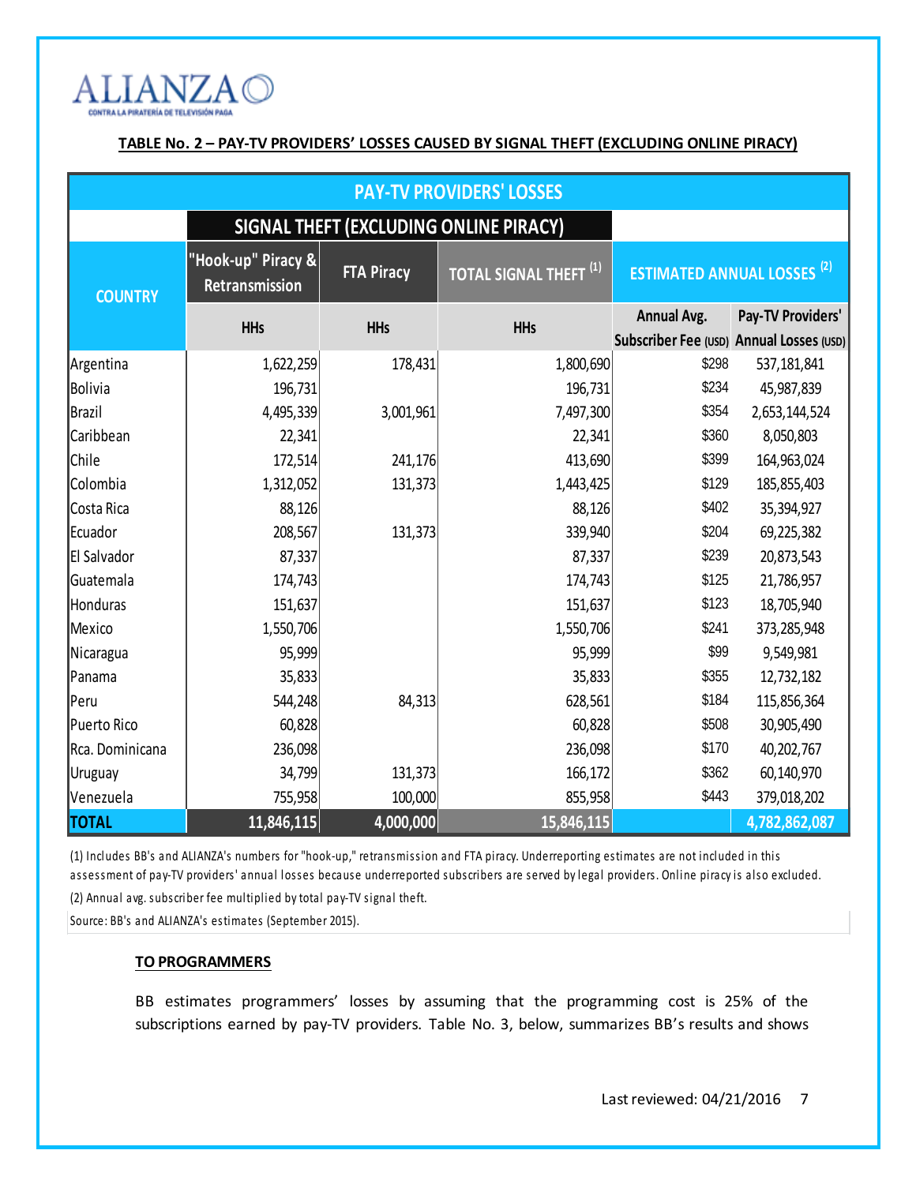ALIANZA
CONTRA LA PIRATERÍA DE TELEVISIÓN PAGA

**TABLE No. 2 – PAY-TV PROVIDERS' LOSSES CAUSED BY SIGNAL THEFT (EXCLUDING ONLINE PIRACY)**

| PAY-TV PROVIDERS' LOSSES | | | | | |
|---|---|---|---|---|---|
| | SIGNAL THEFT (EXCLUDING ONLINE PIRACY) | | | | |
| COUNTRY | "Hook-up" Piracy & Retransmission | FTA Piracy | TOTAL SIGNAL THEFT [1] | ESTIMATED ANNUAL LOSSES [2] | |
| | HHs | HHs | HHs | Annual Avg. Subscriber Fee (USD) | Pay-TV Providers' Annual Losses (USD) |
| Argentina | 1,622,259 | 178,431 | 1,800,690 | $298 | 537,181,841 |
| Bolivia | 196,731 | | 196,731 | $234 | 45,987,839 |
| Brazil | 4,495,339 | 3,001,961 | 7,497,300 | $354 | 2,653,144,524 |
| Caribbean | 22,341 | | 22,341 | $360 | 8,050,803 |
| Chile | 172,514 | 241,176 | 413,690 | $399 | 164,963,024 |
| Colombia | 1,312,052 | 131,373 | 1,443,425 | $129 | 185,855,403 |
| Costa Rica | 88,126 | | 88,126 | $402 | 35,394,927 |
| Ecuador | 208,567 | 131,373 | 339,940 | $204 | 69,225,382 |
| El Salvador | 87,337 | | 87,337 | $239 | 20,873,543 |
| Guatemala | 174,743 | | 174,743 | $125 | 21,786,957 |
| Honduras | 151,637 | | 151,637 | $123 | 18,705,940 |
| Mexico | 1,550,706 | | 1,550,706 | $241 | 373,285,948 |
| Nicaragua | 95,999 | | 95,999 | $99 | 9,549,981 |
| Panama | 35,833 | | 35,833 | $355 | 12,732,182 |
| Peru | 544,248 | 84,313 | 628,561 | $184 | 115,856,364 |
| Puerto Rico | 60,828 | | 60,828 | $508 | 30,905,490 |
| Rca. Dominicana | 236,098 | | 236,098 | $170 | 40,202,767 |
| Uruguay | 34,799 | 131,373 | 166,172 | $362 | 60,140,970 |
| Venezuela | 755,958 | 100,000 | 855,958 | $443 | 379,018,202 |
| **TOTAL** | **11,846,115** | **4,000,000** | **15,846,115** | | **4,782,862,087** |

(1) Includes BB's and ALIANZA's numbers for "hook-up," retransmission and FTA piracy. Underreporting estimates are not included in this assessment of pay-TV providers' annual losses because underreported subscribers are served by legal providers. Online piracy is also excluded.

(2) Annual avg. subscriber fee multiplied by total pay-TV signal theft.

Source: BB's and ALIANZA's estimates (September 2015).

**TO PROGRAMMERS**

BB estimates programmers' losses by assuming that the programming cost is 25% of the subscriptions earned by pay-TV providers. Table No. 3, below, summarizes BB's results and shows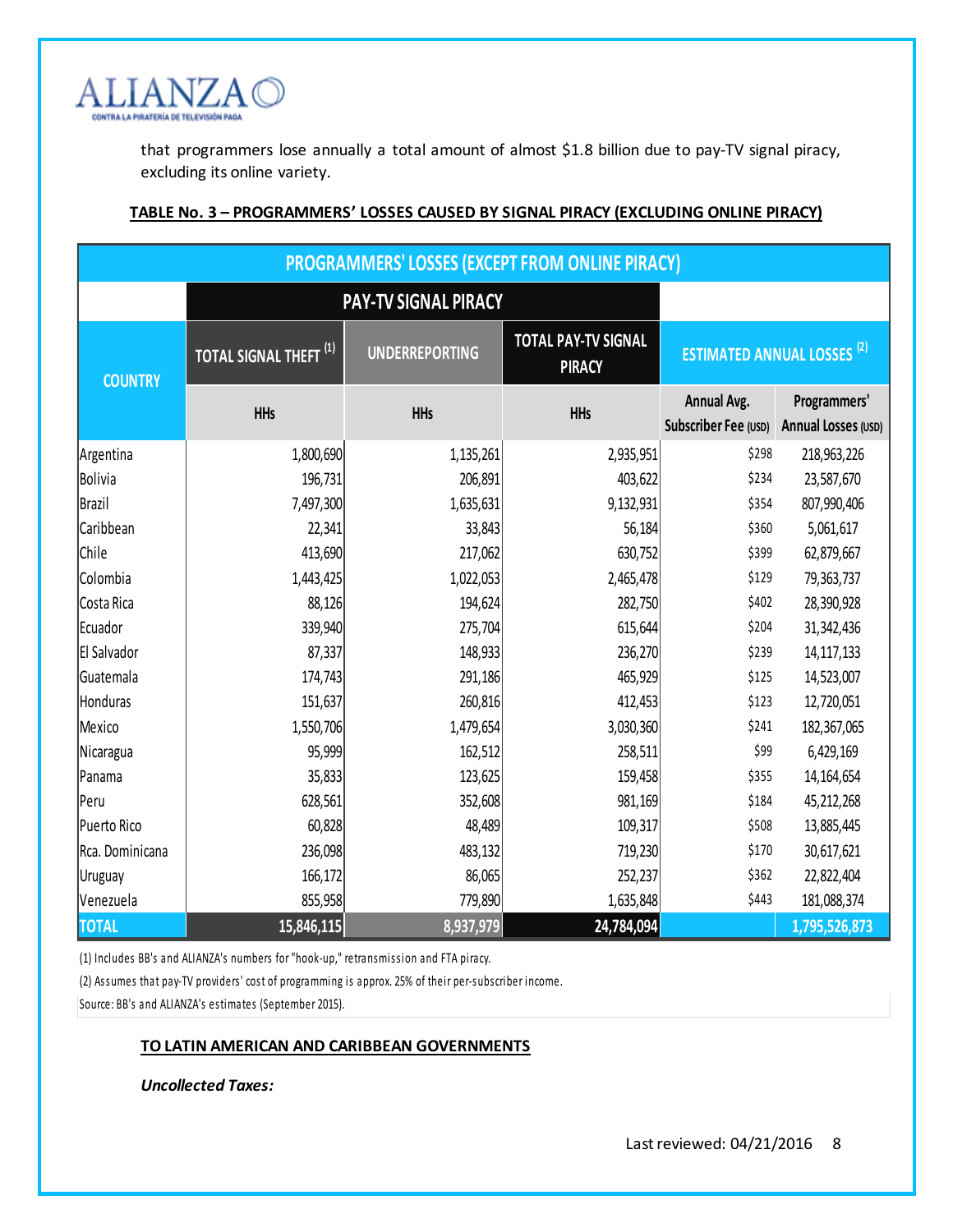that programmers lose annually a total amount of almost $1.8 billion due to pay-TV signal piracy, excluding its online variety.

**TABLE No. 3 – PROGRAMMERS' LOSSES CAUSED BY SIGNAL PIRACY (EXCLUDING ONLINE PIRACY)**

| PROGRAMMERS' LOSSES (EXCEPT FROM ONLINE PIRACY) | | | | | |
|---|---|---|---|---|---|
| | PAY-TV SIGNAL PIRACY | | | | |
| COUNTRY | TOTAL SIGNAL THEFT (1) | UNDERREPORTING | TOTAL PAY-TV SIGNAL PIRACY | ESTIMATED ANNUAL LOSSES (2) | |
| | HHs | HHs | HHs | Annual Avg. Subscriber Fee (USD) | Programmers' Annual Losses (USD) |
| Argentina | 1,800,690 | 1,135,261 | 2,935,951 | $298 | 218,963,226 |
| Bolivia | 196,731 | 206,891 | 403,622 | $234 | 23,587,670 |
| Brazil | 7,497,300 | 1,635,631 | 9,132,931 | $354 | 807,990,406 |
| Caribbean | 22,341 | 33,843 | 56,184 | $360 | 5,061,617 |
| Chile | 413,690 | 217,062 | 630,752 | $399 | 62,879,667 |
| Colombia | 1,443,425 | 1,022,053 | 2,465,478 | $129 | 79,363,737 |
| Costa Rica | 88,126 | 194,624 | 282,750 | $402 | 28,390,928 |
| Ecuador | 339,940 | 275,704 | 615,644 | $204 | 31,342,436 |
| El Salvador | 87,337 | 148,933 | 236,270 | $239 | 14,117,133 |
| Guatemala | 174,743 | 291,186 | 465,929 | $125 | 14,523,007 |
| Honduras | 151,637 | 260,816 | 412,453 | $123 | 12,720,051 |
| Mexico | 1,550,706 | 1,479,654 | 3,030,360 | $241 | 182,367,065 |
| Nicaragua | 95,999 | 162,512 | 258,511 | $99 | 6,429,169 |
| Panama | 35,833 | 123,625 | 159,458 | $355 | 14,164,654 |
| Peru | 628,561 | 352,608 | 981,169 | $184 | 45,212,268 |
| Puerto Rico | 60,828 | 48,489 | 109,317 | $508 | 13,885,445 |
| Rca. Dominicana | 236,098 | 483,132 | 719,230 | $170 | 30,617,621 |
| Uruguay | 166,172 | 86,065 | 252,237 | $362 | 22,822,404 |
| Venezuela | 855,958 | 779,890 | 1,635,848 | $443 | 181,088,374 |
| **TOTAL** | **15,846,115** | **8,937,979** | **24,784,094** | | **1,795,526,873** |

(1) Includes BB's and ALIANZA's numbers for "hook-up," retransmission and FTA piracy.

(2) Assumes that pay-TV providers' cost of programming is approx. 25% of their per-subscriber income.

Source: BB's and ALIANZA's estimates (September 2015).

**TO LATIN AMERICAN AND CARIBBEAN GOVERNMENTS**

***Uncollected Taxes:***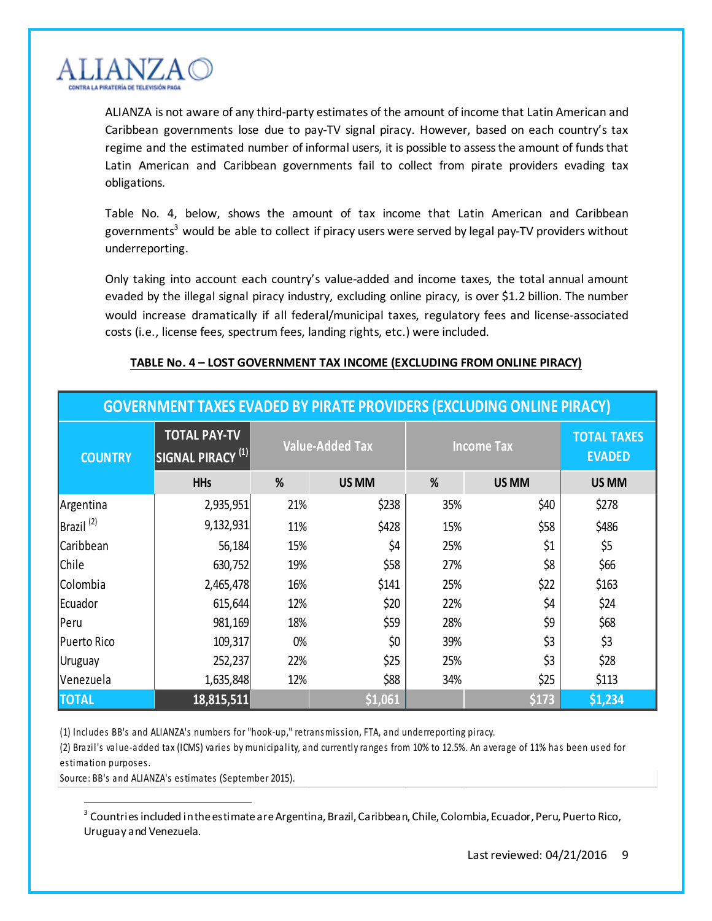ALIANZA is not aware of any third-party estimates of the amount of income that Latin American and Caribbean governments lose due to pay-TV signal piracy. However, based on each country's tax regime and the estimated number of informal users, it is possible to assess the amount of funds that Latin American and Caribbean governments fail to collect from pirate providers evading tax obligations.

Table No. 4, below, shows the amount of tax income that Latin American and Caribbean governments[3] would be able to collect if piracy users were served by legal pay-TV providers without underreporting.

Only taking into account each country's value-added and income taxes, the total annual amount evaded by the illegal signal piracy industry, excluding online piracy, is over $1.2 billion. The number would increase dramatically if all federal/municipal taxes, regulatory fees and license-associated costs (i.e., license fees, spectrum fees, landing rights, etc.) were included.

**TABLE No. 4 – LOST GOVERNMENT TAX INCOME (EXCLUDING FROM ONLINE PIRACY)**

| GOVERNMENT TAXES EVADED BY PIRATE PROVIDERS (EXCLUDING ONLINE PIRACY) | | | | | | |
|---|---|---|---|---|---|---|
| COUNTRY | TOTAL PAY-TV SIGNAL PIRACY (1) | Value-Added Tax | | Income Tax | | TOTAL TAXES EVADED |
| | HHs | % | US MM | % | US MM | US MM |
| Argentina | 2,935,951 | 21% | $238 | 35% | $40 | $278 |
| Brazil (2) | 9,132,931 | 11% | $428 | 15% | $58 | $486 |
| Caribbean | 56,184 | 15% | $4 | 25% | $1 | $5 |
| Chile | 630,752 | 19% | $58 | 27% | $8 | $66 |
| Colombia | 2,465,478 | 16% | $141 | 25% | $22 | $163 |
| Ecuador | 615,644 | 12% | $20 | 22% | $4 | $24 |
| Peru | 981,169 | 18% | $59 | 28% | $9 | $68 |
| Puerto Rico | 109,317 | 0% | $0 | 39% | $3 | $3 |
| Uruguay | 252,237 | 22% | $25 | 25% | $3 | $28 |
| Venezuela | 1,635,848 | 12% | $88 | 34% | $25 | $113 |
| **TOTAL** | **18,815,511** | | **$1,061** | | **$173** | **$1,234** |

(1) Includes BB's and ALIANZA's numbers for "hook-up," retransmission, FTA, and underreporting piracy.
(2) Brazil's value-added tax (ICMS) varies by municipality, and currently ranges from 10% to 12.5%. An average of 11% has been used for estimation purposes.
Source: BB's and ALIANZA's estimates (September 2015).

[3] Countries included in the estimate are Argentina, Brazil, Caribbean, Chile, Colombia, Ecuador, Peru, Puerto Rico, Uruguay and Venezuela.

Last reviewed: 04/21/2016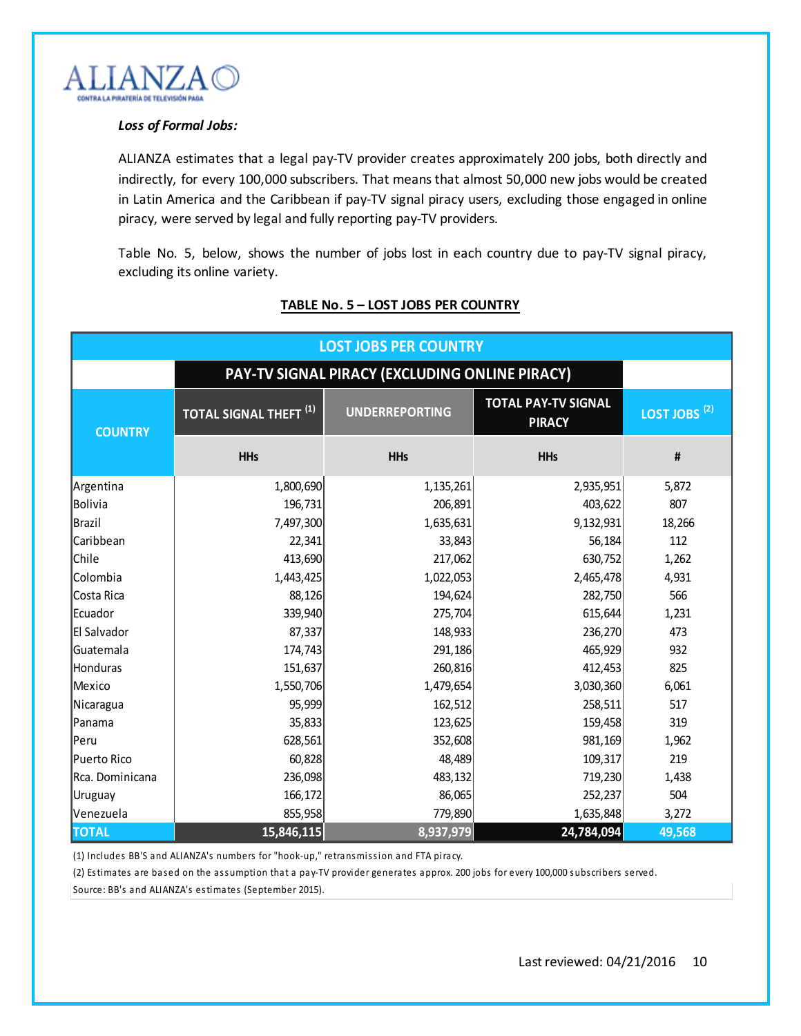***Loss of Formal Jobs:***

ALIANZA estimates that a legal pay-TV provider creates approximately 200 jobs, both directly and indirectly, for every 100,000 subscribers. That means that almost 50,000 new jobs would be created in Latin America and the Caribbean if pay-TV signal piracy users, excluding those engaged in online piracy, were served by legal and fully reporting pay-TV providers.

Table No. 5, below, shows the number of jobs lost in each country due to pay-TV signal piracy, excluding its online variety.

**TABLE No. 5 – LOST JOBS PER COUNTRY**

| LOST JOBS PER COUNTRY | | | | |
|---|---|---|---|---|
| | PAY-TV SIGNAL PIRACY (EXCLUDING ONLINE PIRACY) | | | |
| COUNTRY | TOTAL SIGNAL THEFT [1] | UNDERREPORTING | TOTAL PAY-TV SIGNAL PIRACY | LOST JOBS [2] |
| | HHs | HHs | HHs | # |
| Argentina | 1,800,690 | 1,135,261 | 2,935,951 | 5,872 |
| Bolivia | 196,731 | 206,891 | 403,622 | 807 |
| Brazil | 7,497,300 | 1,635,631 | 9,132,931 | 18,266 |
| Caribbean | 22,341 | 33,843 | 56,184 | 112 |
| Chile | 413,690 | 217,062 | 630,752 | 1,262 |
| Colombia | 1,443,425 | 1,022,053 | 2,465,478 | 4,931 |
| Costa Rica | 88,126 | 194,624 | 282,750 | 566 |
| Ecuador | 339,940 | 275,704 | 615,644 | 1,231 |
| El Salvador | 87,337 | 148,933 | 236,270 | 473 |
| Guatemala | 174,743 | 291,186 | 465,929 | 932 |
| Honduras | 151,637 | 260,816 | 412,453 | 825 |
| Mexico | 1,550,706 | 1,479,654 | 3,030,360 | 6,061 |
| Nicaragua | 95,999 | 162,512 | 258,511 | 517 |
| Panama | 35,833 | 123,625 | 159,458 | 319 |
| Peru | 628,561 | 352,608 | 981,169 | 1,962 |
| Puerto Rico | 60,828 | 48,489 | 109,317 | 219 |
| Rca. Dominicana | 236,098 | 483,132 | 719,230 | 1,438 |
| Uruguay | 166,172 | 86,065 | 252,237 | 504 |
| Venezuela | 855,958 | 779,890 | 1,635,848 | 3,272 |
| **TOTAL** | **15,846,115** | **8,937,979** | **24,784,094** | **49,568** |

(1) Includes BB'S and ALIANZA's numbers for "hook-up," retransmission and FTA piracy.

(2) Estimates are based on the assumption that a pay-TV provider generates approx. 200 jobs for every 100,000 subscribers served.

Source: BB's and ALIANZA's estimates (September 2015).

Last reviewed: 04/21/2016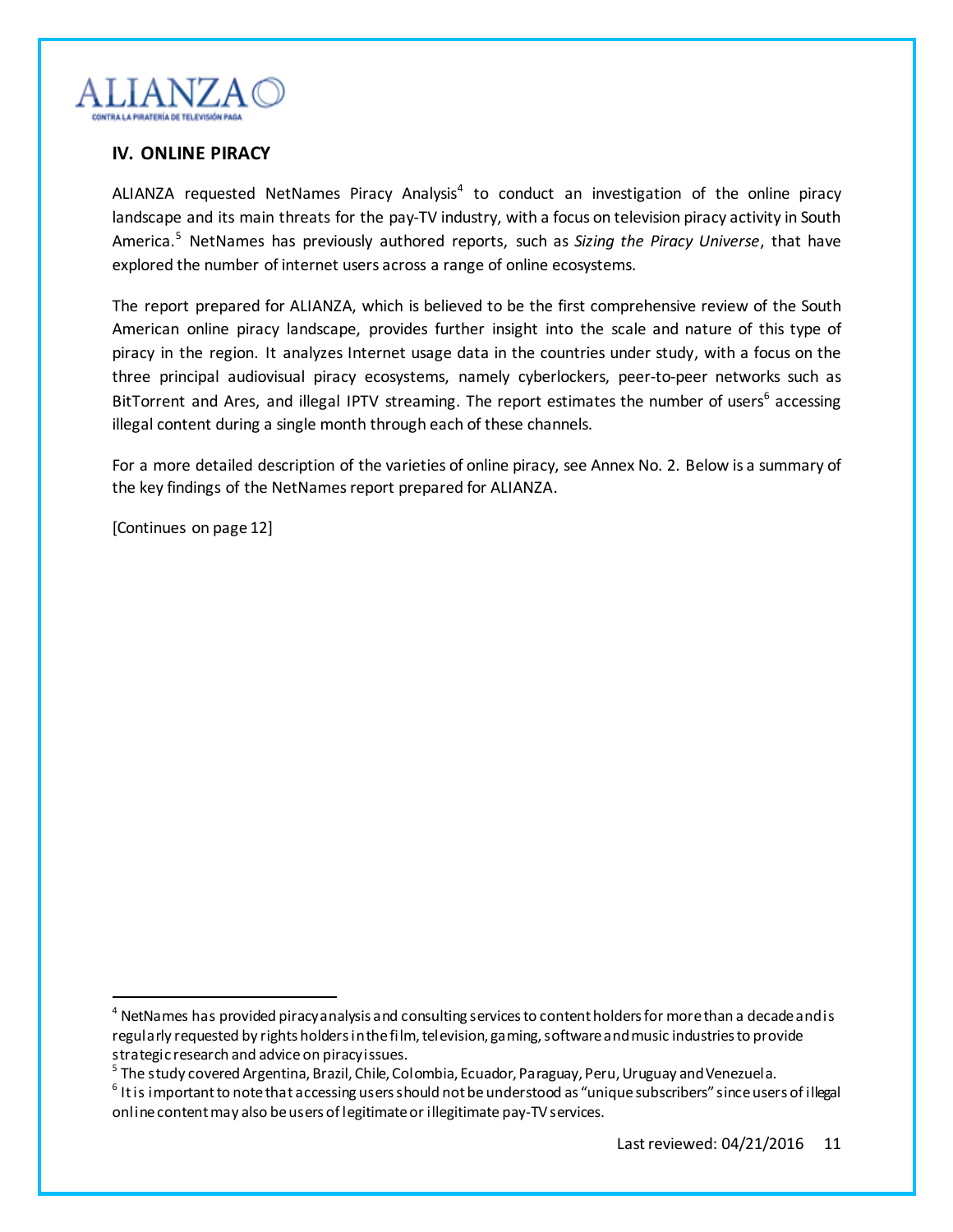## IV. ONLINE PIRACY

ALIANZA requested NetNames Piracy Analysis[4] to conduct an investigation of the online piracy landscape and its main threats for the pay-TV industry, with a focus on television piracy activity in South America.[5] NetNames has previously authored reports, such as *Sizing the Piracy Universe*, that have explored the number of internet users across a range of online ecosystems.

The report prepared for ALIANZA, which is believed to be the first comprehensive review of the South American online piracy landscape, provides further insight into the scale and nature of this type of piracy in the region. It analyzes Internet usage data in the countries under study, with a focus on the three principal audiovisual piracy ecosystems, namely cyberlockers, peer-to-peer networks such as BitTorrent and Ares, and illegal IPTV streaming. The report estimates the number of users[6] accessing illegal content during a single month through each of these channels.

For a more detailed description of the varieties of online piracy, see Annex No. 2. Below is a summary of the key findings of the NetNames report prepared for ALIANZA.

[Continues on page 12]

---

[4] NetNames has provided piracy analysis and consulting services to content holders for more than a decade and is regularly requested by rights holders in the film, television, gaming, software and music industries to provide strategic research and advice on piracy issues.

[5] The study covered Argentina, Brazil, Chile, Colombia, Ecuador, Paraguay, Peru, Uruguay and Venezuela.

[6] It is important to note that accessing users should not be understood as "unique subscribers" since users of illegal online content may also be users of legitimate or illegitimate pay-TV services.

Last reviewed: 04/21/2016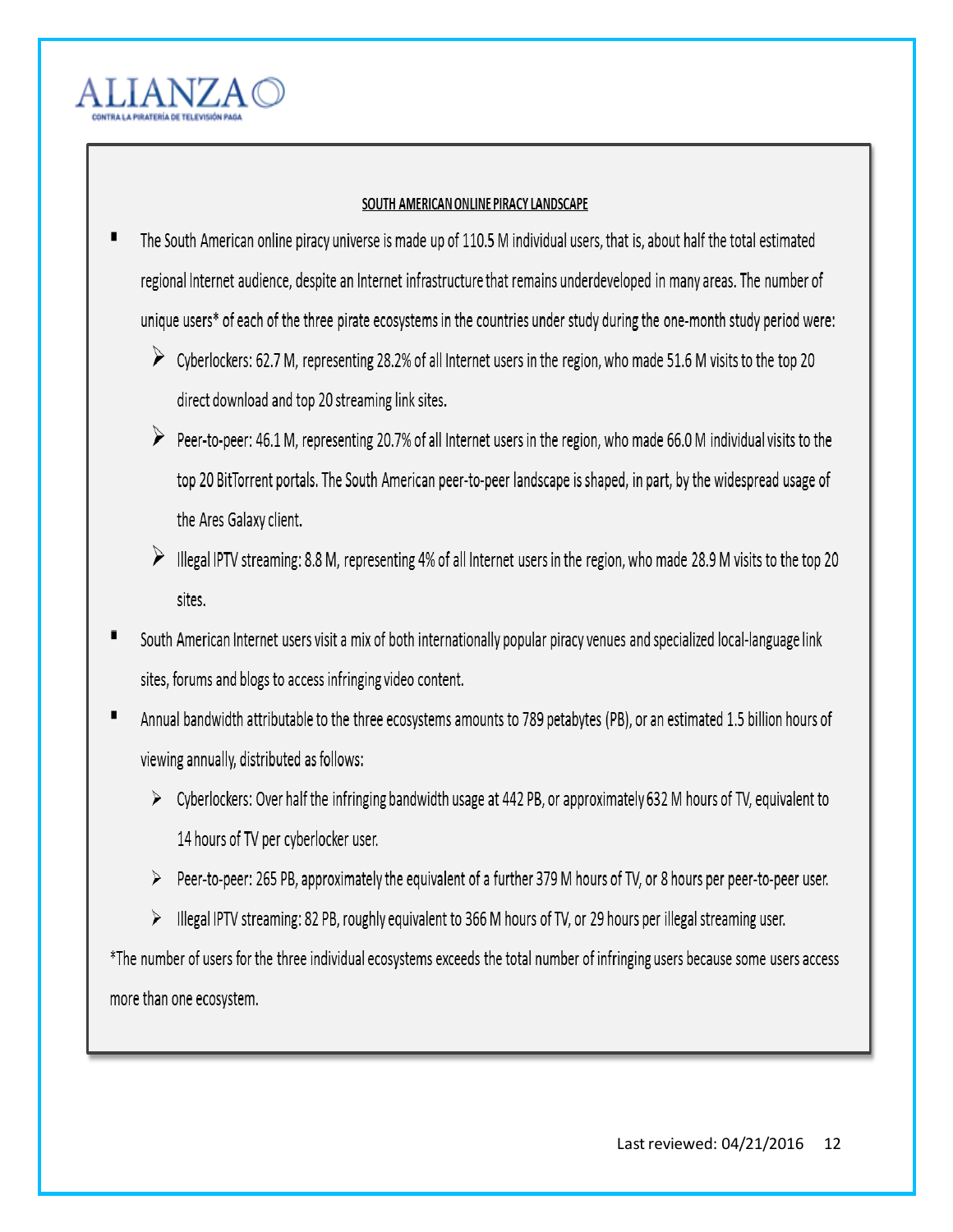# SOUTH AMERICAN ONLINE PIRACY LANDSCAPE

- The South American online piracy universe is made up of 110.5 M individual users, that is, about half the total estimated regional Internet audience, despite an Internet infrastructure that remains underdeveloped in many areas. The number of unique users* of each of the three pirate ecosystems in the countries under study during the one-month study period were:
  - Cyberlockers: 62.7 M, representing 28.2% of all Internet users in the region, who made 51.6 M visits to the top 20 direct download and top 20 streaming link sites.
  - Peer-to-peer: 46.1 M, representing 20.7% of all Internet users in the region, who made 66.0 M individual visits to the top 20 BitTorrent portals. The South American peer-to-peer landscape is shaped, in part, by the widespread usage of the Ares Galaxy client.
  - Illegal IPTV streaming: 8.8 M, representing 4% of all Internet users in the region, who made 28.9 M visits to the top 20 sites.
- South American Internet users visit a mix of both internationally popular piracy venues and specialized local-language link sites, forums and blogs to access infringing video content.
- Annual bandwidth attributable to the three ecosystems amounts to 789 petabytes (PB), or an estimated 1.5 billion hours of viewing annually, distributed as follows:
  - Cyberlockers: Over half the infringing bandwidth usage at 442 PB, or approximately 632 M hours of TV, equivalent to 14 hours of TV per cyberlocker user.
  - Peer-to-peer: 265 PB, approximately the equivalent of a further 379 M hours of TV, or 8 hours per peer-to-peer user.
  - Illegal IPTV streaming: 82 PB, roughly equivalent to 366 M hours of TV, or 29 hours per illegal streaming user.

*The number of users for the three individual ecosystems exceeds the total number of infringing users because some users access more than one ecosystem.

Last reviewed: 04/21/2016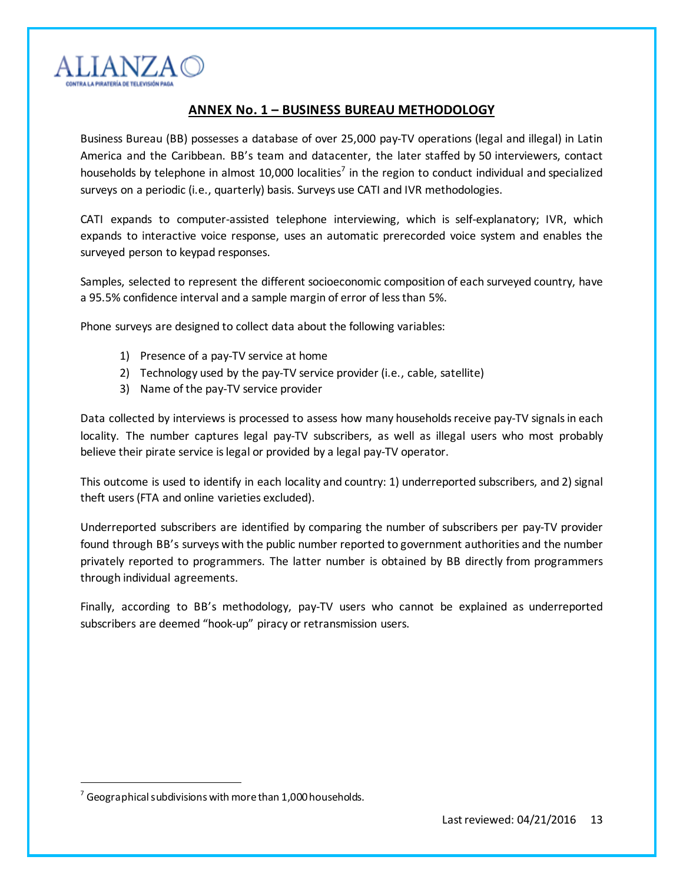## ANNEX No. 1 – BUSINESS BUREAU METHODOLOGY

Business Bureau (BB) possesses a database of over 25,000 pay-TV operations (legal and illegal) in Latin America and the Caribbean. BB's team and datacenter, the later staffed by 50 interviewers, contact households by telephone in almost 10,000 localities[7] in the region to conduct individual and specialized surveys on a periodic (i.e., quarterly) basis. Surveys use CATI and IVR methodologies.

CATI expands to computer-assisted telephone interviewing, which is self-explanatory; IVR, which expands to interactive voice response, uses an automatic prerecorded voice system and enables the surveyed person to keypad responses.

Samples, selected to represent the different socioeconomic composition of each surveyed country, have a 95.5% confidence interval and a sample margin of error of less than 5%.

Phone surveys are designed to collect data about the following variables:

1) Presence of a pay-TV service at home
2) Technology used by the pay-TV service provider (i.e., cable, satellite)
3) Name of the pay-TV service provider

Data collected by interviews is processed to assess how many households receive pay-TV signals in each locality. The number captures legal pay-TV subscribers, as well as illegal users who most probably believe their pirate service is legal or provided by a legal pay-TV operator.

This outcome is used to identify in each locality and country: 1) underreported subscribers, and 2) signal theft users (FTA and online varieties excluded).

Underreported subscribers are identified by comparing the number of subscribers per pay-TV provider found through BB's surveys with the public number reported to government authorities and the number privately reported to programmers. The latter number is obtained by BB directly from programmers through individual agreements.

Finally, according to BB's methodology, pay-TV users who cannot be explained as underreported subscribers are deemed "hook-up" piracy or retransmission users.

[7] Geographical subdivisions with more than 1,000 households.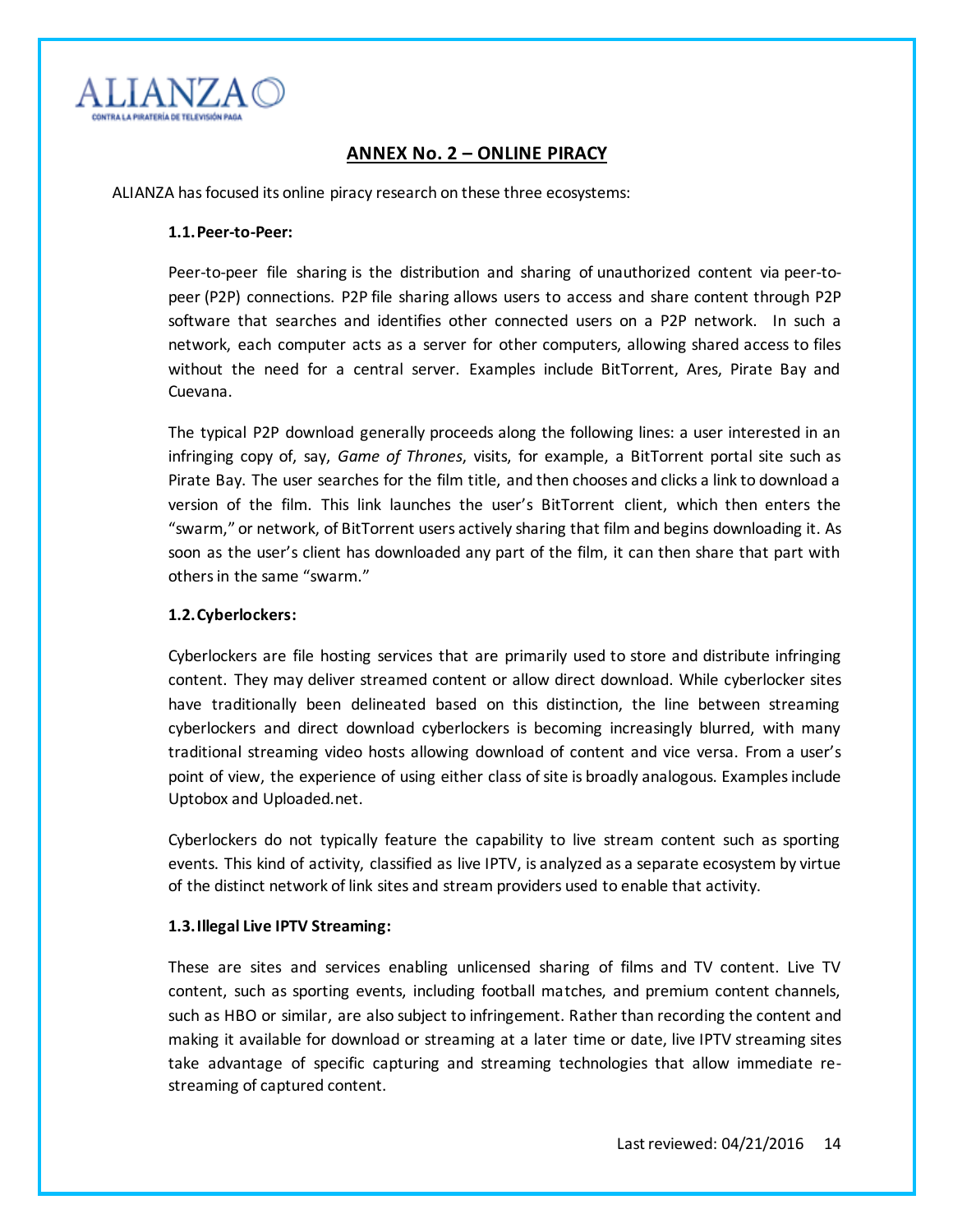## ANNEX No. 2 – ONLINE PIRACY

ALIANZA has focused its online piracy research on these three ecosystems:

### 1.1. Peer-to-Peer:

Peer-to-peer file sharing is the distribution and sharing of unauthorized content via peer-to-peer (P2P) connections. P2P file sharing allows users to access and share content through P2P software that searches and identifies other connected users on a P2P network. In such a network, each computer acts as a server for other computers, allowing shared access to files without the need for a central server. Examples include BitTorrent, Ares, Pirate Bay and Cuevana.

The typical P2P download generally proceeds along the following lines: a user interested in an infringing copy of, say, *Game of Thrones*, visits, for example, a BitTorrent portal site such as Pirate Bay. The user searches for the film title, and then chooses and clicks a link to download a version of the film. This link launches the user's BitTorrent client, which then enters the "swarm," or network, of BitTorrent users actively sharing that film and begins downloading it. As soon as the user's client has downloaded any part of the film, it can then share that part with others in the same "swarm."

### 1.2. Cyberlockers:

Cyberlockers are file hosting services that are primarily used to store and distribute infringing content. They may deliver streamed content or allow direct download. While cyberlocker sites have traditionally been delineated based on this distinction, the line between streaming cyberlockers and direct download cyberlockers is becoming increasingly blurred, with many traditional streaming video hosts allowing download of content and vice versa. From a user's point of view, the experience of using either class of site is broadly analogous. Examples include Uptobox and Uploaded.net.

Cyberlockers do not typically feature the capability to live stream content such as sporting events. This kind of activity, classified as live IPTV, is analyzed as a separate ecosystem by virtue of the distinct network of link sites and stream providers used to enable that activity.

### 1.3. Illegal Live IPTV Streaming:

These are sites and services enabling unlicensed sharing of films and TV content. Live TV content, such as sporting events, including football matches, and premium content channels, such as HBO or similar, are also subject to infringement. Rather than recording the content and making it available for download or streaming at a later time or date, live IPTV streaming sites take advantage of specific capturing and streaming technologies that allow immediate re-streaming of captured content.

Last reviewed: 04/21/2016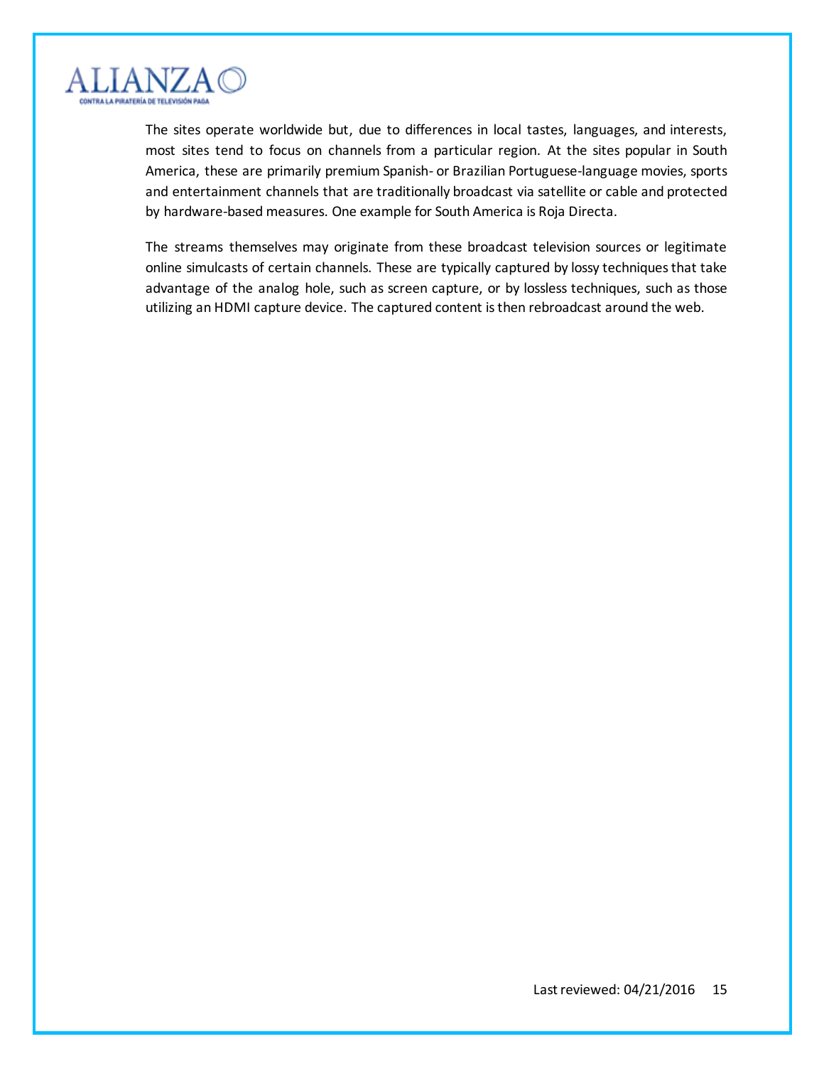The sites operate worldwide but, due to differences in local tastes, languages, and interests, most sites tend to focus on channels from a particular region. At the sites popular in South America, these are primarily premium Spanish- or Brazilian Portuguese-language movies, sports and entertainment channels that are traditionally broadcast via satellite or cable and protected by hardware-based measures. One example for South America is Roja Directa.

The streams themselves may originate from these broadcast television sources or legitimate online simulcasts of certain channels. These are typically captured by lossy techniques that take advantage of the analog hole, such as screen capture, or by lossless techniques, such as those utilizing an HDMI capture device. The captured content is then rebroadcast around the web.